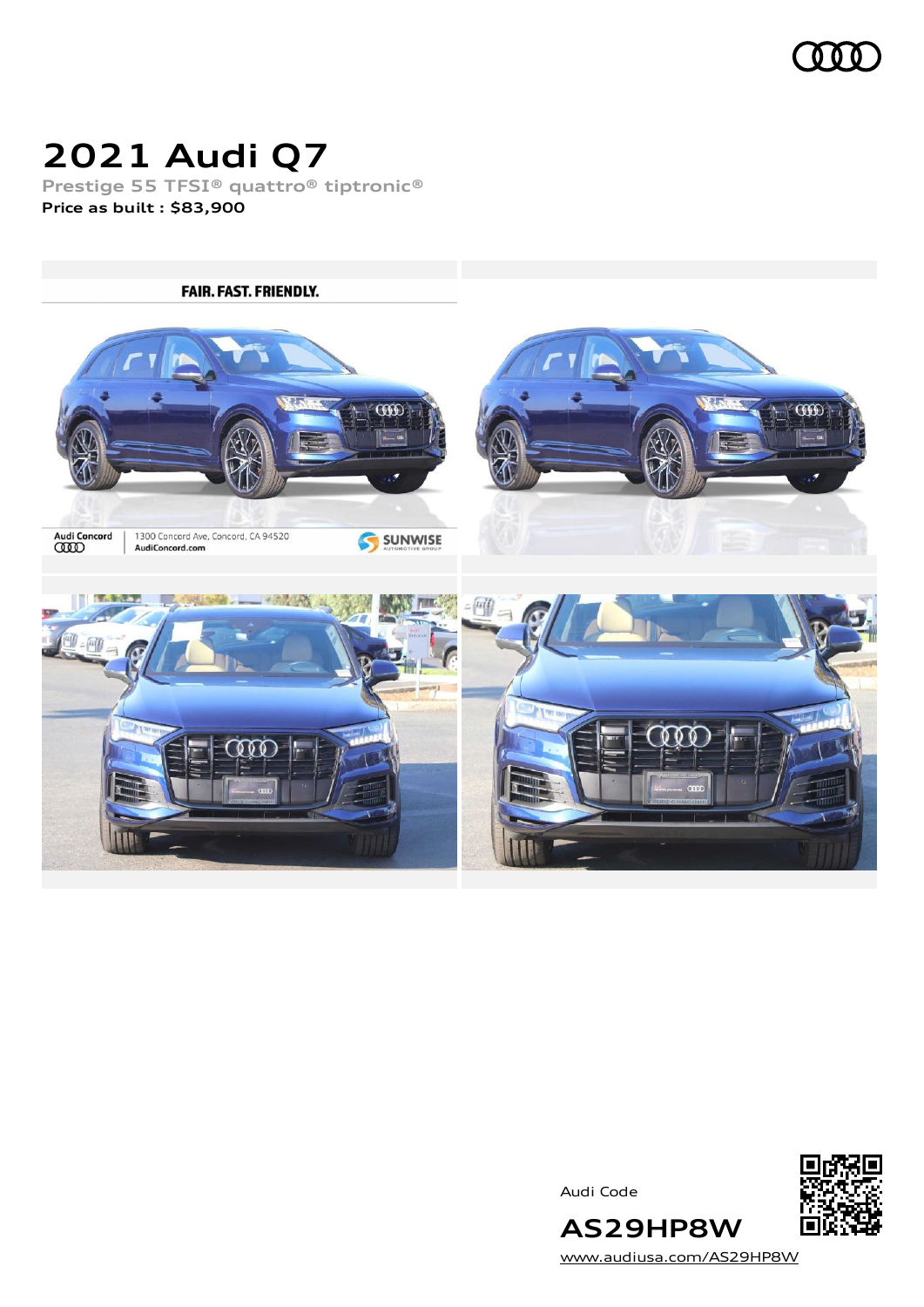# 2021 Audi Q7

Prestige 55 TFSI® quattro® tiptronic®

**Price as built : $83,900**

Audi Code

**AS29HP8W**

www.audiusa.com/AS29HP8W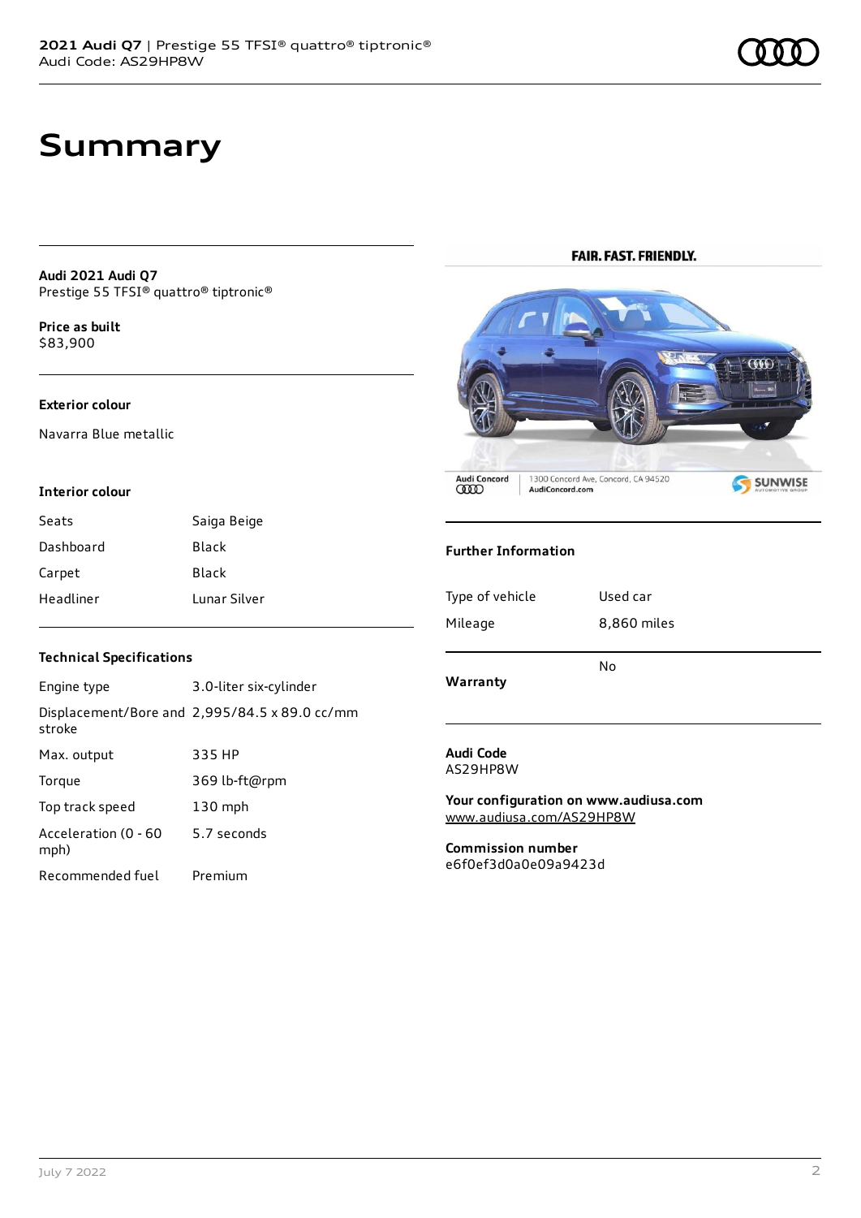# Summary

**Audi 2021 Audi Q7**
Prestige 55 TFSI® quattro® tiptronic®

**Price as built**
$83,900

### Exterior colour

Navarra Blue metallic

### Interior colour

| | |
|---|---|
| Seats | Saiga Beige |
| Dashboard | Black |
| Carpet | Black |
| Headliner | Lunar Silver |

### Technical Specifications

| | |
|---|---|
| Engine type | 3.0-liter six-cylinder |
| Displacement/Bore and stroke | 2,995/84.5 x 89.0 cc/mm |
| Max. output | 335 HP |
| Torque | 369 lb-ft@rpm |
| Top track speed | 130 mph |
| Acceleration (0 - 60 mph) | 5.7 seconds |
| Recommended fuel | Premium |

### Further Information

| | |
|---|---|
| Type of vehicle | Used car |
| Mileage | 8,860 miles |

| | |
|---|---|
| **Warranty** | No |

**Audi Code**
AS29HP8W

**Your configuration on www.audiusa.com**
www.audiusa.com/AS29HP8W

**Commission number**
e6f0ef3d0a0e09a9423d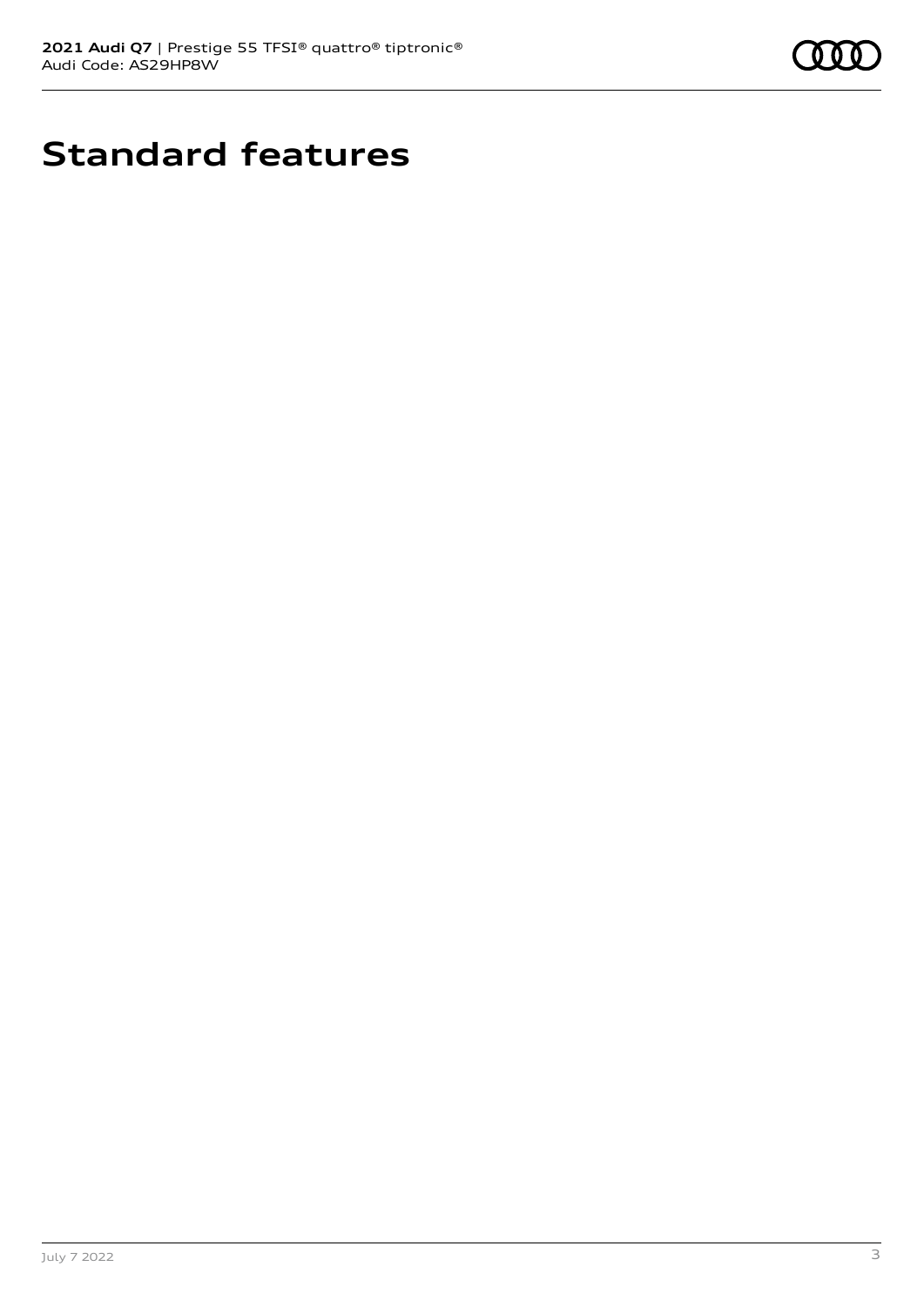# Standard features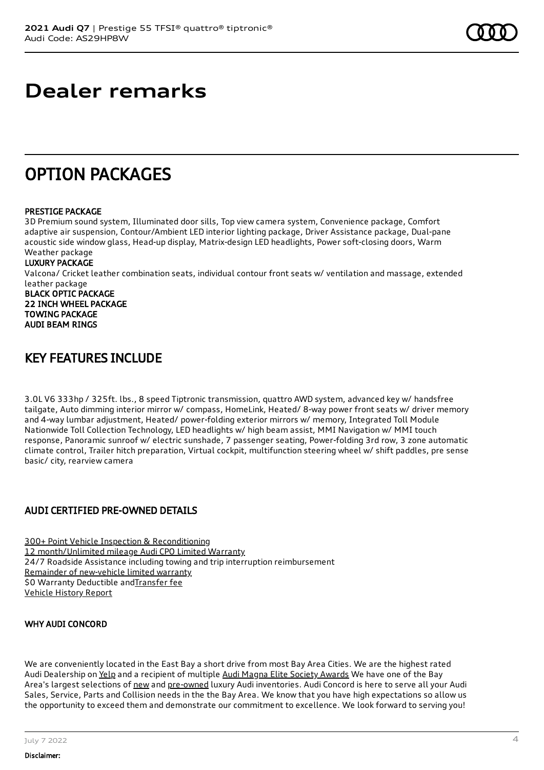# Dealer remarks

## OPTION PACKAGES

PRESTIGE PACKAGE
3D Premium sound system, Illuminated door sills, Top view camera system, Convenience package, Comfort adaptive air suspension, Contour/Ambient LED interior lighting package, Driver Assistance package, Dual-pane acoustic side window glass, Head-up display, Matrix-design LED headlights, Power soft-closing doors, Warm Weather package
LUXURY PACKAGE
Valcona/ Cricket leather combination seats, individual contour front seats w/ ventilation and massage, extended leather package
BLACK OPTIC PACKAGE
22 INCH WHEEL PACKAGE
TOWING PACKAGE
AUDI BEAM RINGS

## KEY FEATURES INCLUDE

3.0L V6 333hp / 325ft. lbs., 8 speed Tiptronic transmission, quattro AWD system, advanced key w/ handsfree tailgate, Auto dimming interior mirror w/ compass, HomeLink, Heated/ 8-way power front seats w/ driver memory and 4-way lumbar adjustment, Heated/ power-folding exterior mirrors w/ memory, Integrated Toll Module Nationwide Toll Collection Technology, LED headlights w/ high beam assist, MMI Navigation w/ MMI touch response, Panoramic sunroof w/ electric sunshade, 7 passenger seating, Power-folding 3rd row, 3 zone automatic climate control, Trailer hitch preparation, Virtual cockpit, multifunction steering wheel w/ shift paddles, pre sense basic/ city, rearview camera

## AUDI CERTIFIED PRE-OWNED DETAILS

300+ Point Vehicle Inspection & Reconditioning
12 month/Unlimited mileage Audi CPO Limited Warranty
24/7 Roadside Assistance including towing and trip interruption reimbursement
Remainder of new-vehicle limited warranty
$0 Warranty Deductible andTransfer fee
Vehicle History Report

### WHY AUDI CONCORD

We are conveniently located in the East Bay a short drive from most Bay Area Cities. We are the highest rated Audi Dealership on Yelp and a recipient of multiple Audi Magna Elite Society Awards We have one of the Bay Area's largest selections of new and pre-owned luxury Audi inventories. Audi Concord is here to serve all your Audi Sales, Service, Parts and Collision needs in the the Bay Area. We know that you have high expectations so allow us the opportunity to exceed them and demonstrate our commitment to excellence. We look forward to serving you!

July 7 2022

Disclaimer: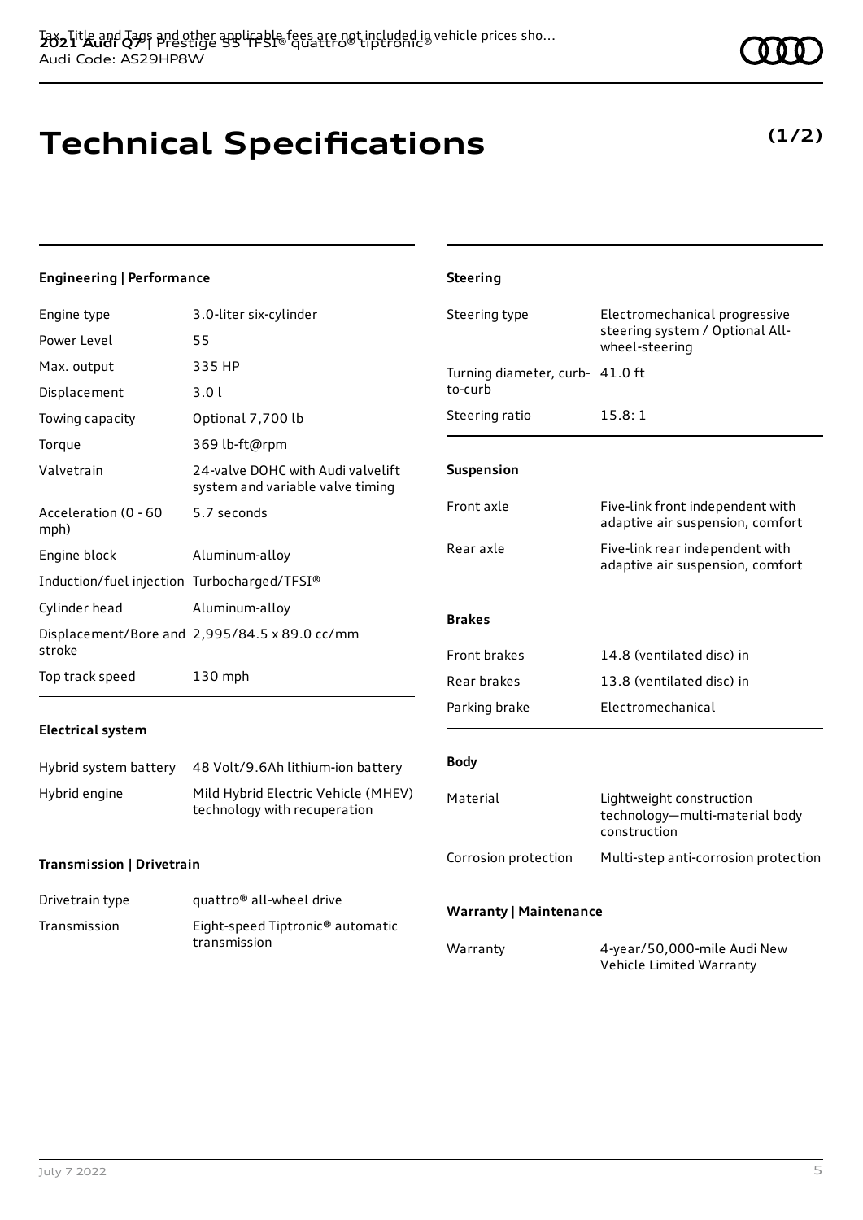# Technical Specifications

**(1/2)**

### Engineering | Performance

| | |
|---|---|
| Engine type | 3.0-liter six-cylinder |
| Power Level | 55 |
| Max. output | 335 HP |
| Displacement | 3.0 l |
| Towing capacity | Optional 7,700 lb |
| Torque | 369 lb-ft@rpm |
| Valvetrain | 24-valve DOHC with Audi valvelift system and variable valve timing |
| Acceleration (0 - 60 mph) | 5.7 seconds |
| Engine block | Aluminum-alloy |
| Induction/fuel injection | Turbocharged/TFSI® |
| Cylinder head | Aluminum-alloy |
| Displacement/Bore and stroke | 2,995/84.5 x 89.0 cc/mm |
| Top track speed | 130 mph |

### Electrical system

| | |
|---|---|
| Hybrid system battery | 48 Volt/9.6Ah lithium-ion battery |
| Hybrid engine | Mild Hybrid Electric Vehicle (MHEV) technology with recuperation |

### Transmission | Drivetrain

| | |
|---|---|
| Drivetrain type | quattro® all-wheel drive |
| Transmission | Eight-speed Tiptronic® automatic transmission |

### Steering

| | |
|---|---|
| Steering type | Electromechanical progressive steering system / Optional All-wheel-steering |
| Turning diameter, curb-to-curb | 41.0 ft |
| Steering ratio | 15.8: 1 |

### Suspension

| | |
|---|---|
| Front axle | Five-link front independent with adaptive air suspension, comfort |
| Rear axle | Five-link rear independent with adaptive air suspension, comfort |

### Brakes

| | |
|---|---|
| Front brakes | 14.8 (ventilated disc) in |
| Rear brakes | 13.8 (ventilated disc) in |
| Parking brake | Electromechanical |

### Body

| | |
|---|---|
| Material | Lightweight construction technology—multi-material body construction |
| Corrosion protection | Multi-step anti-corrosion protection |

### Warranty | Maintenance

| | |
|---|---|
| Warranty | 4-year/50,000-mile Audi New Vehicle Limited Warranty |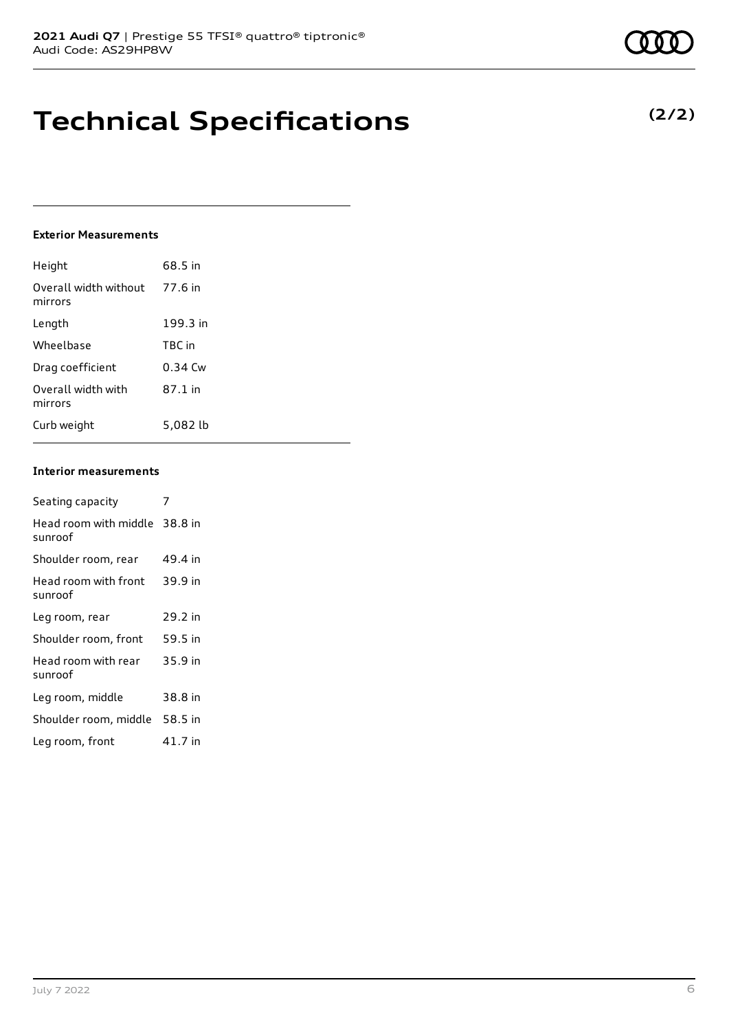# Technical Specifications

**(2/2)**

#### Exterior Measurements

| | |
|---|---|
| Height | 68.5 in |
| Overall width without mirrors | 77.6 in |
| Length | 199.3 in |
| Wheelbase | TBC in |
| Drag coefficient | 0.34 Cw |
| Overall width with mirrors | 87.1 in |
| Curb weight | 5,082 lb |

#### Interior measurements

| | |
|---|---|
| Seating capacity | 7 |
| Head room with middle sunroof | 38.8 in |
| Shoulder room, rear | 49.4 in |
| Head room with front sunroof | 39.9 in |
| Leg room, rear | 29.2 in |
| Shoulder room, front | 59.5 in |
| Head room with rear sunroof | 35.9 in |
| Leg room, middle | 38.8 in |
| Shoulder room, middle | 58.5 in |
| Leg room, front | 41.7 in |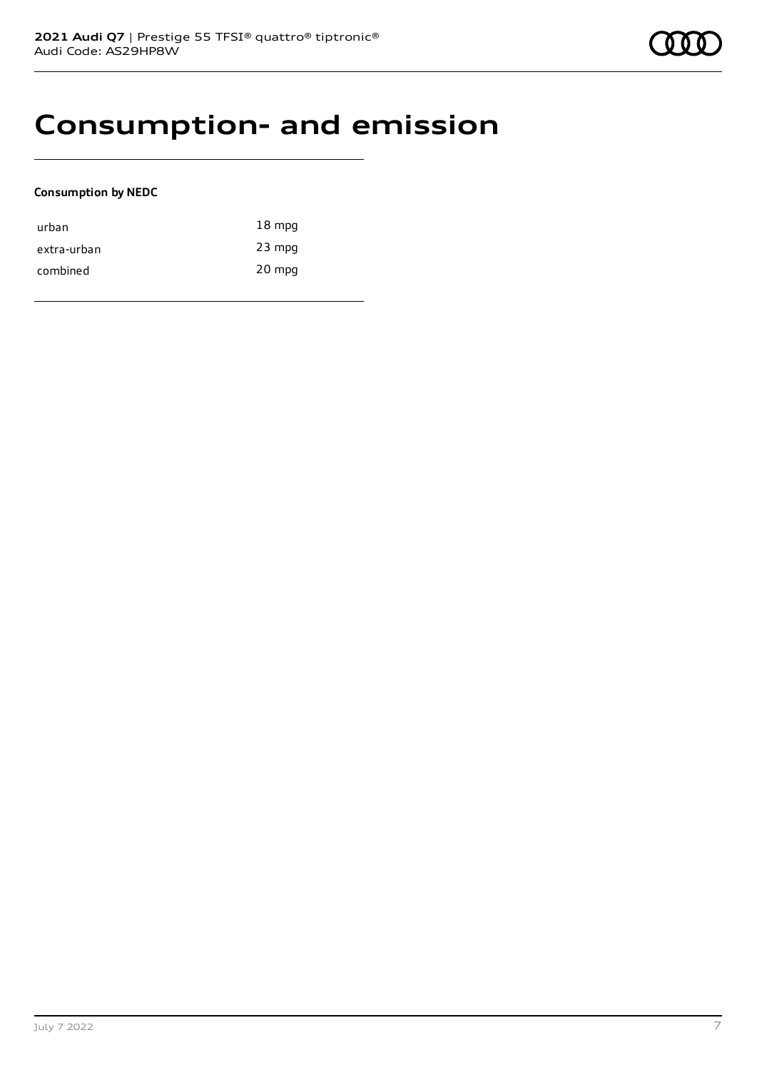# Consumption- and emission

**Consumption by NEDC**

| | |
|---|---|
| urban | 18 mpg |
| extra-urban | 23 mpg |
| combined | 20 mpg |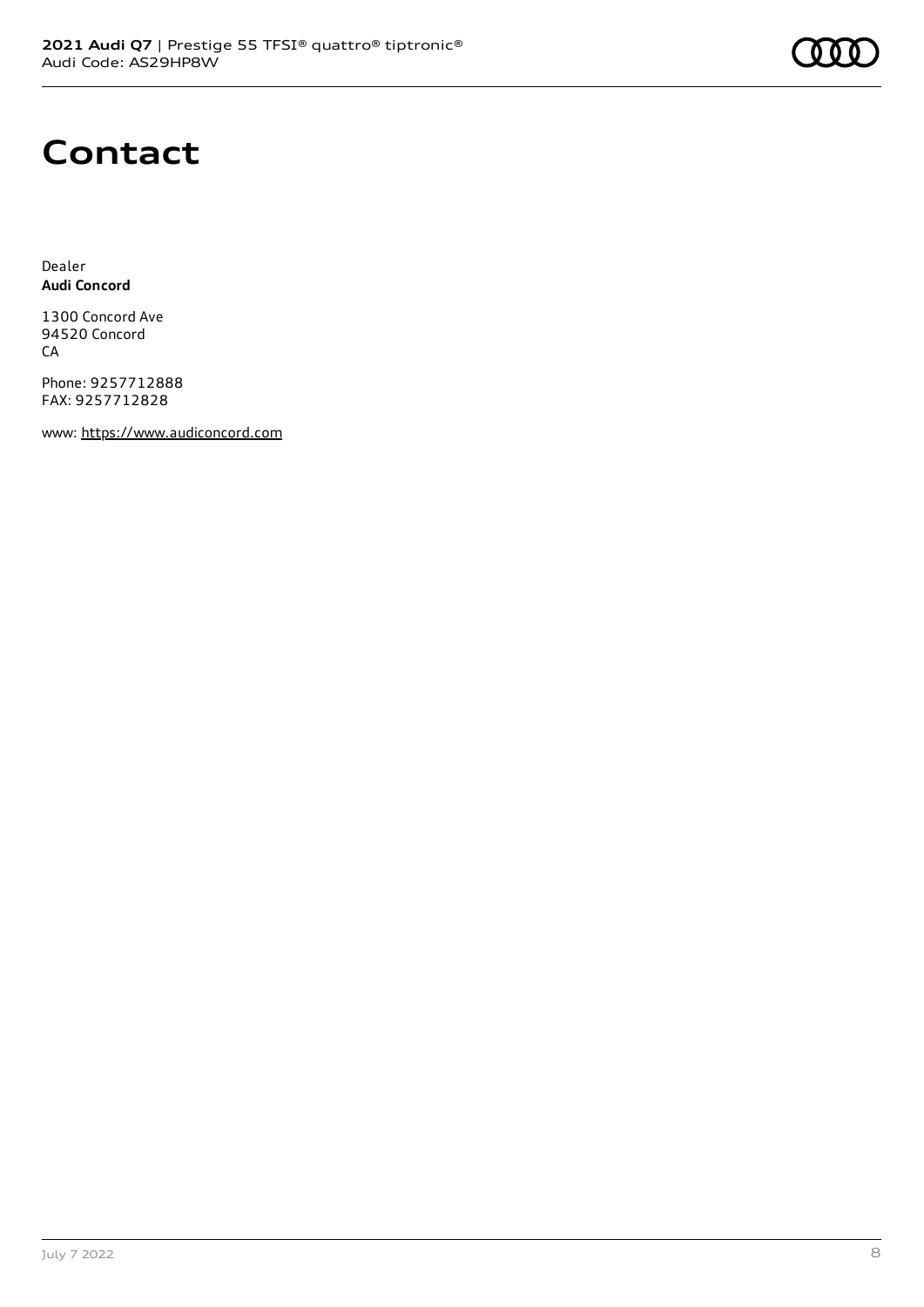# Contact

Dealer
**Audi Concord**

1300 Concord Ave
94520 Concord
CA

Phone: 9257712888
FAX: 9257712828

www: https://www.audiconcord.com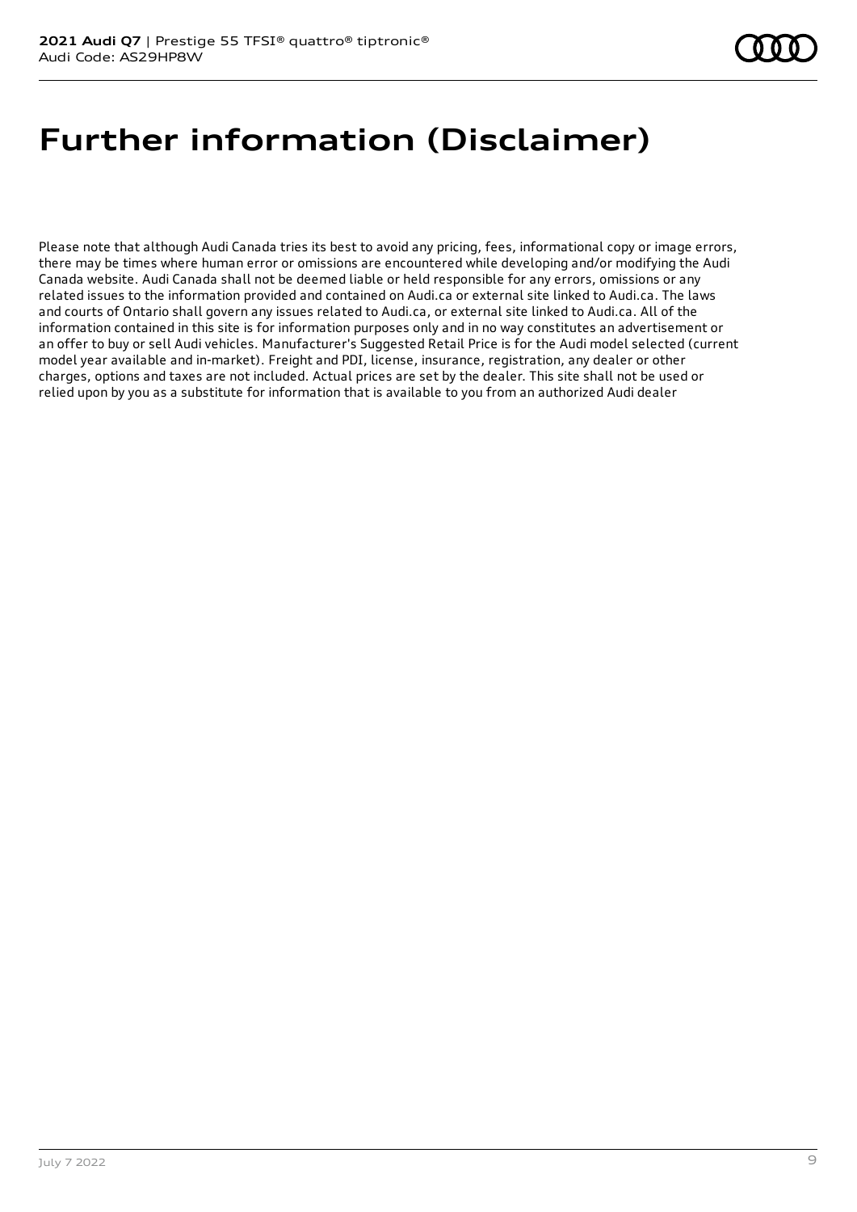# Further information (Disclaimer)

Please note that although Audi Canada tries its best to avoid any pricing, fees, informational copy or image errors, there may be times where human error or omissions are encountered while developing and/or modifying the Audi Canada website. Audi Canada shall not be deemed liable or held responsible for any errors, omissions or any related issues to the information provided and contained on Audi.ca or external site linked to Audi.ca. The laws and courts of Ontario shall govern any issues related to Audi.ca, or external site linked to Audi.ca. All of the information contained in this site is for information purposes only and in no way constitutes an advertisement or an offer to buy or sell Audi vehicles. Manufacturer's Suggested Retail Price is for the Audi model selected (current model year available and in-market). Freight and PDI, license, insurance, registration, any dealer or other charges, options and taxes are not included. Actual prices are set by the dealer. This site shall not be used or relied upon by you as a substitute for information that is available to you from an authorized Audi dealer